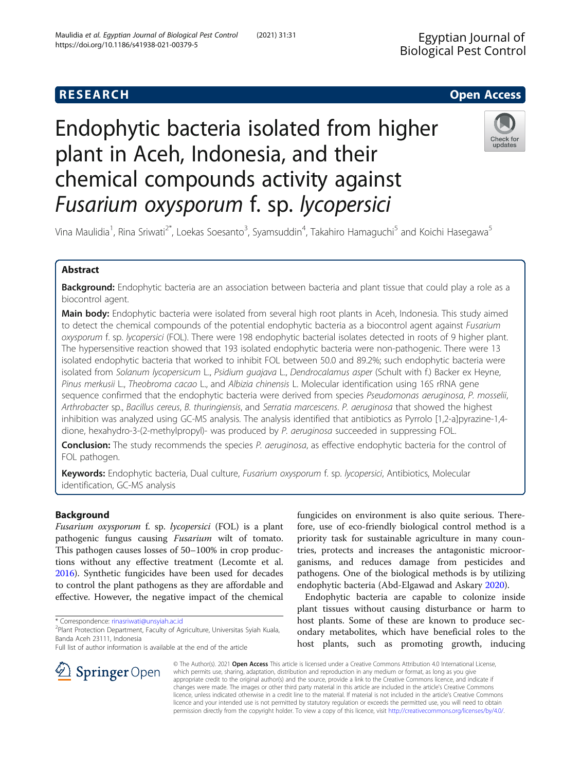# Endophytic bacteria isolated from higher plant in Aceh, Indonesia, and their chemical compounds activity against *Fusarium oxysporum* f. sp. *lycopersici*

Vina Maulidia[1], Rina Sriwati[2*], Loekas Soesanto[3], Syamsuddin[4], Takahiro Hamaguchi[5] and Koichi Hasegawa[5]

## Abstract

**Background:** Endophytic bacteria are an association between bacteria and plant tissue that could play a role as a biocontrol agent.

**Main body:** Endophytic bacteria were isolated from several high root plants in Aceh, Indonesia. This study aimed to detect the chemical compounds of the potential endophytic bacteria as a biocontrol agent against *Fusarium oxysporum* f. sp. *lycopersici* (FOL). There were 198 endophytic bacterial isolates detected in roots of 9 higher plant. The hypersensitive reaction showed that 193 isolated endophytic bacteria were non-pathogenic. There were 13 isolated endophytic bacteria that worked to inhibit FOL between 50.0 and 89.2%; such endophytic bacteria were isolated from *Solanum lycopersicum* L., *Psidium guajava* L., *Dendrocalamus asper* (Schult with f.) Backer ex Heyne, *Pinus merkusii* L., *Theobroma cacao* L., and *Albizia chinensis* L. Molecular identification using 16S rRNA gene sequence confirmed that the endophytic bacteria were derived from species *Pseudomonas aeruginosa*, *P. mosselii*, *Arthrobacter* sp., *Bacillus cereus*, *B. thuringiensis*, and *Serratia marcescens*. *P. aeruginosa* that showed the highest inhibition was analyzed using GC-MS analysis. The analysis identified that antibiotics as Pyrrolo [1,2-a]pyrazine-1,4-dione, hexahydro-3-(2-methylpropyl)- was produced by *P. aeruginosa* succeeded in suppressing FOL.

**Conclusion:** The study recommends the species *P. aeruginosa*, as effective endophytic bacteria for the control of FOL pathogen.

**Keywords:** Endophytic bacteria, Dual culture, *Fusarium oxysporum* f. sp. *lycopersici*, Antibiotics, Molecular identification, GC-MS analysis

## Background

*Fusarium oxysporum* f. sp. *lycopersici* (FOL) is a plant pathogenic fungus causing *Fusarium* wilt of tomato. This pathogen causes losses of 50–100% in crop productions without any effective treatment (Lecomte et al. 2016). Synthetic fungicides have been used for decades to control the plant pathogens as they are affordable and effective. However, the negative impact of the chemical fungicides on environment is also quite serious. Therefore, use of eco-friendly biological control method is a priority task for sustainable agriculture in many countries, protects and increases the antagonistic microorganisms, and reduces damage from pesticides and pathogens. One of the biological methods is by utilizing endophytic bacteria (Abd-Elgawad and Askary 2020).

Endophytic bacteria are capable to colonize inside plant tissues without causing disturbance or harm to host plants. Some of these are known to produce secondary metabolites, which have beneficial roles to the host plants, such as promoting growth, inducing

\* Correspondence: rinasriwati@unsyiah.ac.id
[2]Plant Protection Department, Faculty of Agriculture, Universitas Syiah Kuala, Banda Aceh 23111, Indonesia
Full list of author information is available at the end of the article

© The Author(s). 2021 **Open Access** This article is licensed under a Creative Commons Attribution 4.0 International License, which permits use, sharing, adaptation, distribution and reproduction in any medium or format, as long as you give appropriate credit to the original author(s) and the source, provide a link to the Creative Commons licence, and indicate if changes were made. The images or other third party material in this article are included in the article's Creative Commons licence, unless indicated otherwise in a credit line to the material. If material is not included in the article's Creative Commons licence and your intended use is not permitted by statutory regulation or exceeds the permitted use, you will need to obtain permission directly from the copyright holder. To view a copy of this licence, visit http://creativecommons.org/licenses/by/4.0/.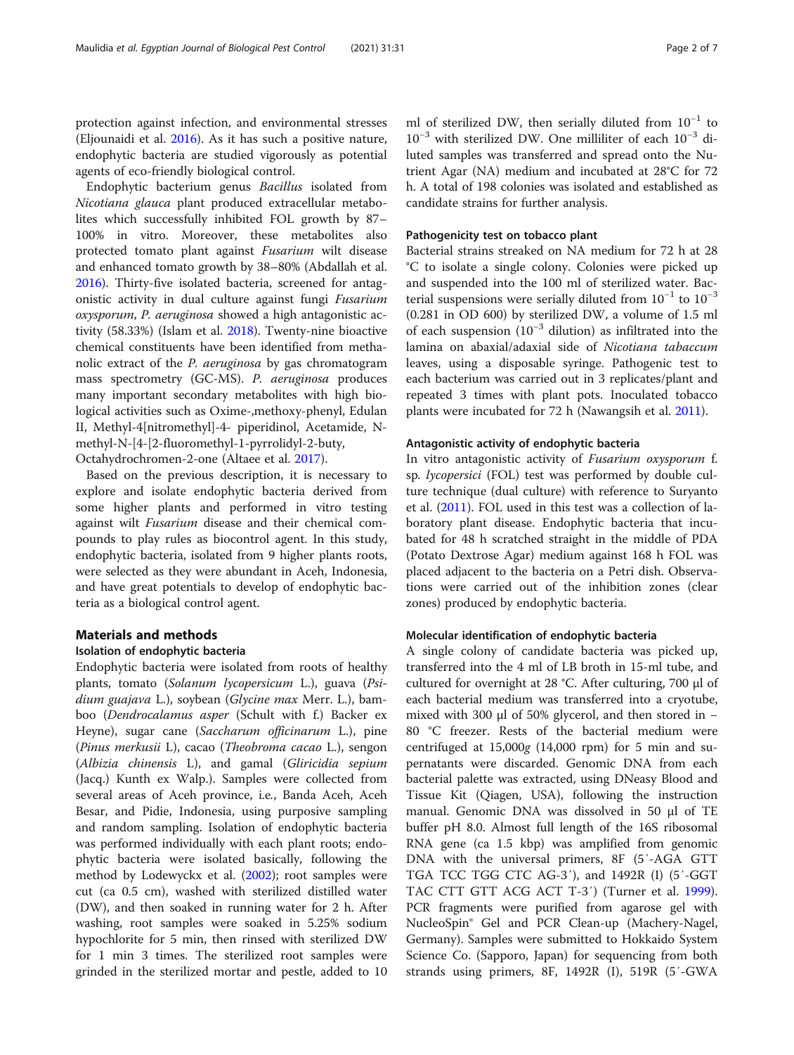protection against infection, and environmental stresses (Eljounaidi et al. 2016). As it has such a positive nature, endophytic bacteria are studied vigorously as potential agents of eco-friendly biological control.

Endophytic bacterium genus *Bacillus* isolated from *Nicotiana glauca* plant produced extracellular metabolites which successfully inhibited FOL growth by 87–100% in vitro. Moreover, these metabolites also protected tomato plant against *Fusarium* wilt disease and enhanced tomato growth by 38–80% (Abdallah et al. 2016). Thirty-five isolated bacteria, screened for antagonistic activity in dual culture against fungi *Fusarium oxysporum*, *P. aeruginosa* showed a high antagonistic activity (58.33%) (Islam et al. 2018). Twenty-nine bioactive chemical constituents have been identified from methanolic extract of the *P. aeruginosa* by gas chromatogram mass spectrometry (GC-MS). *P. aeruginosa* produces many important secondary metabolites with high biological activities such as Oxime-,methoxy-phenyl, Edulan II, Methyl-4[nitromethyl]-4- piperidinol, Acetamide, N-methyl-N-[4-[2-fluoromethyl-1-pyrrolidyl-2-buty, Octahydrochromen-2-one (Altaee et al. 2017).

Based on the previous description, it is necessary to explore and isolate endophytic bacteria derived from some higher plants and performed in vitro testing against wilt *Fusarium* disease and their chemical compounds to play rules as biocontrol agent. In this study, endophytic bacteria, isolated from 9 higher plants roots, were selected as they were abundant in Aceh, Indonesia, and have great potentials to develop of endophytic bacteria as a biological control agent.

## Materials and methods

### Isolation of endophytic bacteria

Endophytic bacteria were isolated from roots of healthy plants, tomato (*Solanum lycopersicum* L.), guava (*Psidium guajava* L.), soybean (*Glycine max* Merr. L.), bamboo (*Dendrocalamus asper* (Schult with f.) Backer ex Heyne), sugar cane (*Saccharum officinarum* L.), pine (*Pinus merkusii* L), cacao (*Theobroma cacao* L.), sengon (*Albizia chinensis* L), and gamal (*Gliricidia sepium* (Jacq.) Kunth ex Walp.). Samples were collected from several areas of Aceh province, i.e., Banda Aceh, Aceh Besar, and Pidie, Indonesia, using purposive sampling and random sampling. Isolation of endophytic bacteria was performed individually with each plant roots; endophytic bacteria were isolated basically, following the method by Lodewyckx et al. (2002); root samples were cut (ca 0.5 cm), washed with sterilized distilled water (DW), and then soaked in running water for 2 h. After washing, root samples were soaked in 5.25% sodium hypochlorite for 5 min, then rinsed with sterilized DW for 1 min 3 times. The sterilized root samples were grinded in the sterilized mortar and pestle, added to 10 ml of sterilized DW, then serially diluted from $10^{-1}$ to $10^{-3}$ with sterilized DW. One milliliter of each $10^{-3}$ diluted samples was transferred and spread onto the Nutrient Agar (NA) medium and incubated at 28°C for 72 h. A total of 198 colonies was isolated and established as candidate strains for further analysis.

### Pathogenicity test on tobacco plant

Bacterial strains streaked on NA medium for 72 h at 28 °C to isolate a single colony. Colonies were picked up and suspended into the 100 ml of sterilized water. Bacterial suspensions were serially diluted from $10^{-1}$ to $10^{-3}$ (0.281 in OD 600) by sterilized DW, a volume of 1.5 ml of each suspension ($10^{-3}$ dilution) as infiltrated into the lamina on abaxial/adaxial side of *Nicotiana tabaccum* leaves, using a disposable syringe. Pathogenic test to each bacterium was carried out in 3 replicates/plant and repeated 3 times with plant pots. Inoculated tobacco plants were incubated for 72 h (Nawangsih et al. 2011).

### Antagonistic activity of endophytic bacteria

In vitro antagonistic activity of *Fusarium oxysporum* f. sp. *lycopersici* (FOL) test was performed by double culture technique (dual culture) with reference to Suryanto et al. (2011). FOL used in this test was a collection of laboratory plant disease. Endophytic bacteria that incubated for 48 h scratched straight in the middle of PDA (Potato Dextrose Agar) medium against 168 h FOL was placed adjacent to the bacteria on a Petri dish. Observations were carried out of the inhibition zones (clear zones) produced by endophytic bacteria.

### Molecular identification of endophytic bacteria

A single colony of candidate bacteria was picked up, transferred into the 4 ml of LB broth in 15-ml tube, and cultured for overnight at 28 °C. After culturing, 700 μl of each bacterial medium was transferred into a cryotube, mixed with 300 μl of 50% glycerol, and then stored in −80 °C freezer. Rests of the bacterial medium were centrifuged at 15,000*g* (14,000 rpm) for 5 min and supernatants were discarded. Genomic DNA from each bacterial palette was extracted, using DNeasy Blood and Tissue Kit (Qiagen, USA), following the instruction manual. Genomic DNA was dissolved in 50 μl of TE buffer pH 8.0. Almost full length of the 16S ribosomal RNA gene (ca 1.5 kbp) was amplified from genomic DNA with the universal primers, 8F (5′-AGA GTT TGA TCC TGG CTC AG-3′), and 1492R (I) (5′-GGT TAC CTT GTT ACG ACT T-3′) (Turner et al. 1999). PCR fragments were purified from agarose gel with NucleoSpin® Gel and PCR Clean-up (Machery-Nagel, Germany). Samples were submitted to Hokkaido System Science Co. (Sapporo, Japan) for sequencing from both strands using primers, 8F, 1492R (I), 519R (5′-GWA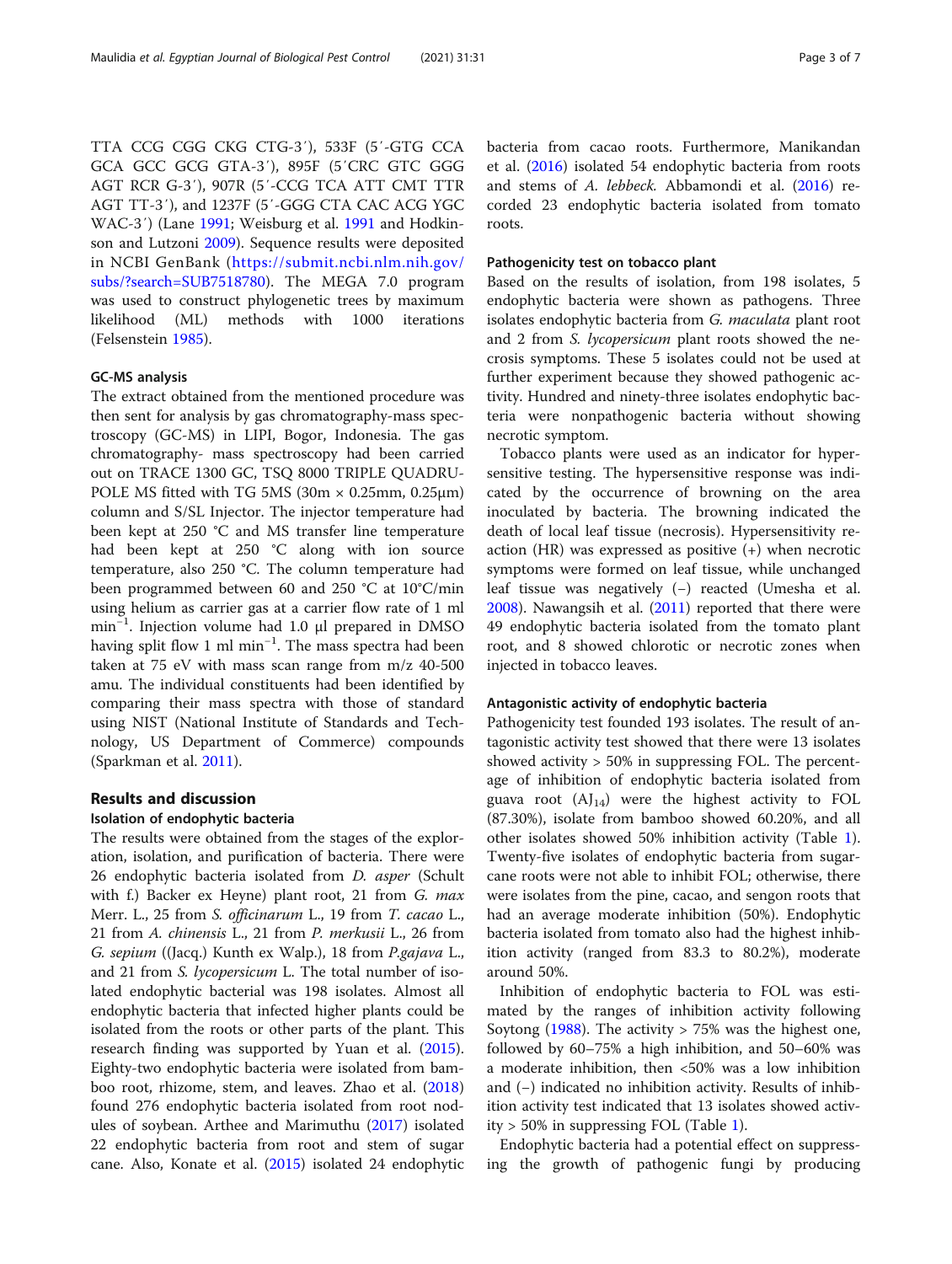TTA CCG CGG CKG CTG-3′), 533F (5′-GTG CCA GCA GCC GCG GTA-3′), 895F (5′CRC GTC GGG AGT RCR G-3′), 907R (5′-CCG TCA ATT CMT TTR AGT TT-3′), and 1237F (5′-GGG CTA CAC ACG YGC WAC-3′) (Lane 1991; Weisburg et al. 1991 and Hodkinson and Lutzoni 2009). Sequence results were deposited in NCBI GenBank (https://submit.ncbi.nlm.nih.gov/subs/?search=SUB7518780). The MEGA 7.0 program was used to construct phylogenetic trees by maximum likelihood (ML) methods with 1000 iterations (Felsenstein 1985).

### GC-MS analysis

The extract obtained from the mentioned procedure was then sent for analysis by gas chromatography-mass spectroscopy (GC-MS) in LIPI, Bogor, Indonesia. The gas chromatography- mass spectroscopy had been carried out on TRACE 1300 GC, TSQ 8000 TRIPLE QUADRUPOLE MS fitted with TG 5MS (30m × 0.25mm, 0.25μm) column and S/SL Injector. The injector temperature had been kept at 250 °C and MS transfer line temperature had been kept at 250 °C along with ion source temperature, also 250 °C. The column temperature had been programmed between 60 and 250 °C at 10°C/min using helium as carrier gas at a carrier flow rate of 1 ml $min^{-1}$. Injection volume had 1.0 μl prepared in DMSO having split flow 1 ml $min^{-1}$. The mass spectra had been taken at 75 eV with mass scan range from m/z 40-500 amu. The individual constituents had been identified by comparing their mass spectra with those of standard using NIST (National Institute of Standards and Technology, US Department of Commerce) compounds (Sparkman et al. 2011).

## Results and discussion

### Isolation of endophytic bacteria

The results were obtained from the stages of the exploration, isolation, and purification of bacteria. There were 26 endophytic bacteria isolated from *D. asper* (Schult with f.) Backer ex Heyne) plant root, 21 from *G. max* Merr. L., 25 from *S. officinarum* L., 19 from *T. cacao* L., 21 from *A. chinensis* L., 21 from *P. merkusii* L., 26 from *G. sepium* ((Jacq.) Kunth ex Walp.), 18 from *P.gajava* L., and 21 from *S. lycopersicum* L. The total number of isolated endophytic bacterial was 198 isolates. Almost all endophytic bacteria that infected higher plants could be isolated from the roots or other parts of the plant. This research finding was supported by Yuan et al. (2015). Eighty-two endophytic bacteria were isolated from bamboo root, rhizome, stem, and leaves. Zhao et al. (2018) found 276 endophytic bacteria isolated from root nodules of soybean. Arthee and Marimuthu (2017) isolated 22 endophytic bacteria from root and stem of sugar cane. Also, Konate et al. (2015) isolated 24 endophytic bacteria from cacao roots. Furthermore, Manikandan et al. (2016) isolated 54 endophytic bacteria from roots and stems of *A. lebbeck*. Abbamondi et al. (2016) recorded 23 endophytic bacteria isolated from tomato roots.

### Pathogenicity test on tobacco plant

Based on the results of isolation, from 198 isolates, 5 endophytic bacteria were shown as pathogens. Three isolates endophytic bacteria from *G. maculata* plant root and 2 from *S. lycopersicum* plant roots showed the necrosis symptoms. These 5 isolates could not be used at further experiment because they showed pathogenic activity. Hundred and ninety-three isolates endophytic bacteria were nonpathogenic bacteria without showing necrotic symptom.

Tobacco plants were used as an indicator for hypersensitive testing. The hypersensitive response was indicated by the occurrence of browning on the area inoculated by bacteria. The browning indicated the death of local leaf tissue (necrosis). Hypersensitivity reaction (HR) was expressed as positive (+) when necrotic symptoms were formed on leaf tissue, while unchanged leaf tissue was negatively (−) reacted (Umesha et al. 2008). Nawangsih et al. (2011) reported that there were 49 endophytic bacteria isolated from the tomato plant root, and 8 showed chlorotic or necrotic zones when injected in tobacco leaves.

### Antagonistic activity of endophytic bacteria

Pathogenicity test founded 193 isolates. The result of antagonistic activity test showed that there were 13 isolates showed activity > 50% in suppressing FOL. The percentage of inhibition of endophytic bacteria isolated from guava root ($AJ_{14}$) were the highest activity to FOL (87.30%), isolate from bamboo showed 60.20%, and all other isolates showed 50% inhibition activity (Table 1). Twenty-five isolates of endophytic bacteria from sugarcane roots were not able to inhibit FOL; otherwise, there were isolates from the pine, cacao, and sengon roots that had an average moderate inhibition (50%). Endophytic bacteria isolated from tomato also had the highest inhibition activity (ranged from 83.3 to 80.2%), moderate around 50%.

Inhibition of endophytic bacteria to FOL was estimated by the ranges of inhibition activity following Soytong (1988). The activity > 75% was the highest one, followed by 60–75% a high inhibition, and 50–60% was a moderate inhibition, then <50% was a low inhibition and (−) indicated no inhibition activity. Results of inhibition activity test indicated that 13 isolates showed activity > 50% in suppressing FOL (Table 1).

Endophytic bacteria had a potential effect on suppressing the growth of pathogenic fungi by producing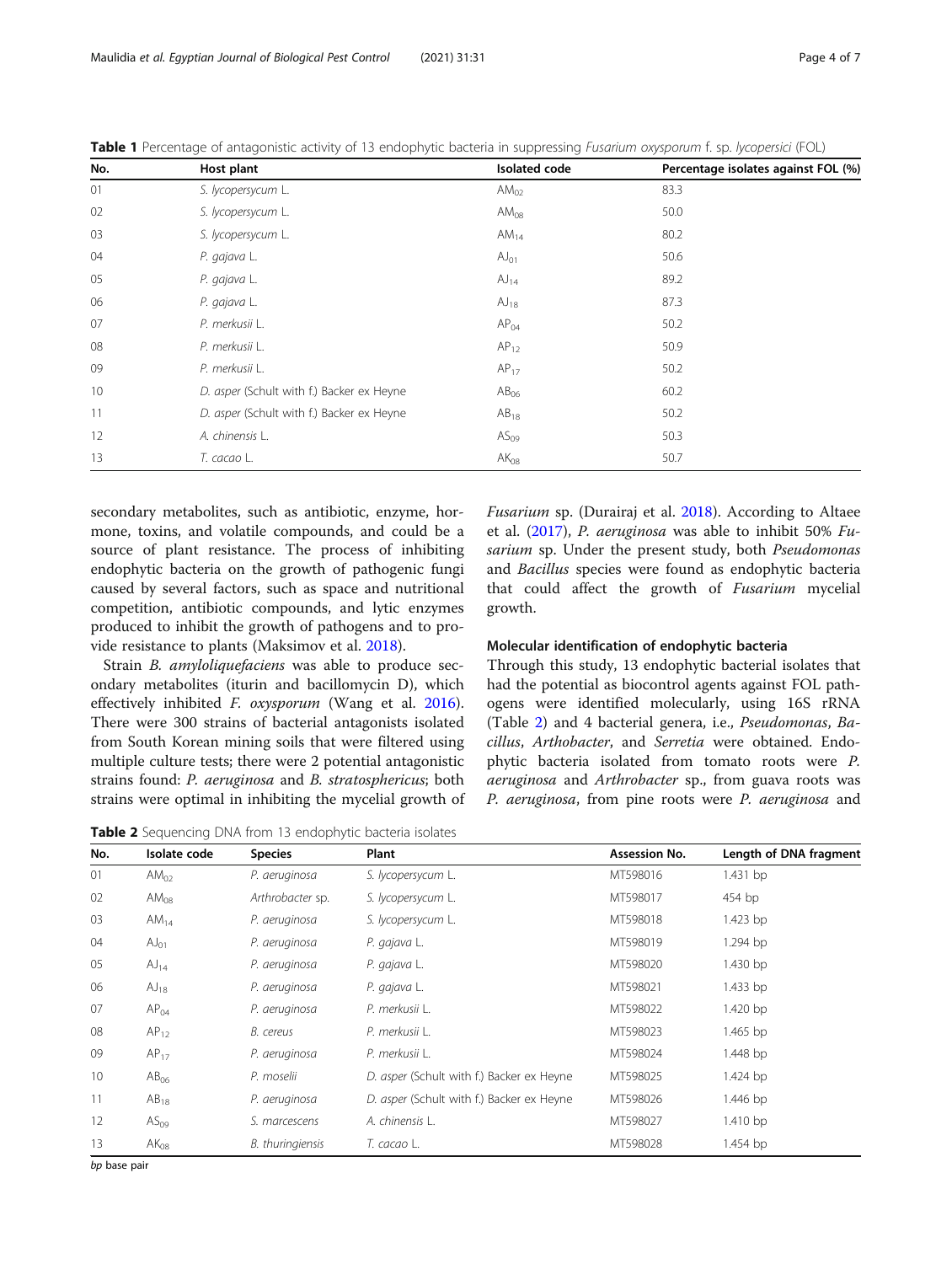**Table 1** Percentage of antagonistic activity of 13 endophytic bacteria in suppressing *Fusarium oxysporum* f. sp. *lycopersici* (FOL)

| No. | Host plant | Isolated code | Percentage isolates against FOL (%) |
|---|---|---|---|
| 01 | *S. lycopersycum* L. | $AM_{02}$ | 83.3 |
| 02 | *S. lycopersycum* L. | $AM_{08}$ | 50.0 |
| 03 | *S. lycopersycum* L. | $AM_{14}$ | 80.2 |
| 04 | *P. gajava* L. | $AJ_{01}$ | 50.6 |
| 05 | *P. gajava* L. | $AJ_{14}$ | 89.2 |
| 06 | *P. gajava* L. | $AJ_{18}$ | 87.3 |
| 07 | *P. merkusii* L. | $AP_{04}$ | 50.2 |
| 08 | *P. merkusii* L. | $AP_{12}$ | 50.9 |
| 09 | *P. merkusii* L. | $AP_{17}$ | 50.2 |
| 10 | *D. asper* (Schult with f.) Backer ex Heyne | $AB_{06}$ | 60.2 |
| 11 | *D. asper* (Schult with f.) Backer ex Heyne | $AB_{18}$ | 50.2 |
| 12 | *A. chinensis* L. | $AS_{09}$ | 50.3 |
| 13 | *T. cacao* L. | $AK_{08}$ | 50.7 |

secondary metabolites, such as antibiotic, enzyme, hormone, toxins, and volatile compounds, and could be a source of plant resistance. The process of inhibiting endophytic bacteria on the growth of pathogenic fungi caused by several factors, such as space and nutritional competition, antibiotic compounds, and lytic enzymes produced to inhibit the growth of pathogens and to provide resistance to plants (Maksimov et al. 2018).

Strain *B. amyloliquefaciens* was able to produce secondary metabolites (iturin and bacillomycin D), which effectively inhibited *F. oxysporum* (Wang et al. 2016). There were 300 strains of bacterial antagonists isolated from South Korean mining soils that were filtered using multiple culture tests; there were 2 potential antagonistic strains found: *P. aeruginosa* and *B. stratosphericus*; both strains were optimal in inhibiting the mycelial growth of *Fusarium* sp. (Durairaj et al. 2018). According to Altaee et al. (2017), *P. aeruginosa* was able to inhibit 50% *Fusarium* sp. Under the present study, both *Pseudomonas* and *Bacillus* species were found as endophytic bacteria that could affect the growth of *Fusarium* mycelial growth.

### Molecular identification of endophytic bacteria

Through this study, 13 endophytic bacterial isolates that had the potential as biocontrol agents against FOL pathogens were identified molecularly, using 16S rRNA (Table 2) and 4 bacterial genera, i.e., *Pseudomonas*, *Bacillus*, *Arthobacter*, and *Serretia* were obtained. Endophytic bacteria isolated from tomato roots were *P. aeruginosa* and *Arthrobacter* sp., from guava roots was *P. aeruginosa*, from pine roots were *P. aeruginosa* and

**Table 2** Sequencing DNA from 13 endophytic bacteria isolates

| No. | Isolate code | Species | Plant | Assession No. | Length of DNA fragment |
|---|---|---|---|---|---|
| 01 | $AM_{02}$ | *P. aeruginosa* | *S. lycopersycum* L. | MT598016 | 1.431 bp |
| 02 | $AM_{08}$ | *Arthrobacter* sp. | *S. lycopersycum* L. | MT598017 | 454 bp |
| 03 | $AM_{14}$ | *P. aeruginosa* | *S. lycopersycum* L. | MT598018 | 1.423 bp |
| 04 | $AJ_{01}$ | *P. aeruginosa* | *P. gajava* L. | MT598019 | 1.294 bp |
| 05 | $AJ_{14}$ | *P. aeruginosa* | *P. gajava* L. | MT598020 | 1.430 bp |
| 06 | $AJ_{18}$ | *P. aeruginosa* | *P. gajava* L. | MT598021 | 1.433 bp |
| 07 | $AP_{04}$ | *P. aeruginosa* | *P. merkusii* L. | MT598022 | 1.420 bp |
| 08 | $AP_{12}$ | *B. cereus* | *P. merkusii* L. | MT598023 | 1.465 bp |
| 09 | $AP_{17}$ | *P. aeruginosa* | *P. merkusii* L. | MT598024 | 1.448 bp |
| 10 | $AB_{06}$ | *P. moselii* | *D. asper* (Schult with f.) Backer ex Heyne | MT598025 | 1.424 bp |
| 11 | $AB_{18}$ | *P. aeruginosa* | *D. asper* (Schult with f.) Backer ex Heyne | MT598026 | 1.446 bp |
| 12 | $AS_{09}$ | *S. marcescens* | *A. chinensis* L. | MT598027 | 1.410 bp |
| 13 | $AK_{08}$ | *B. thuringiensis* | *T. cacao* L. | MT598028 | 1.454 bp |

*bp* base pair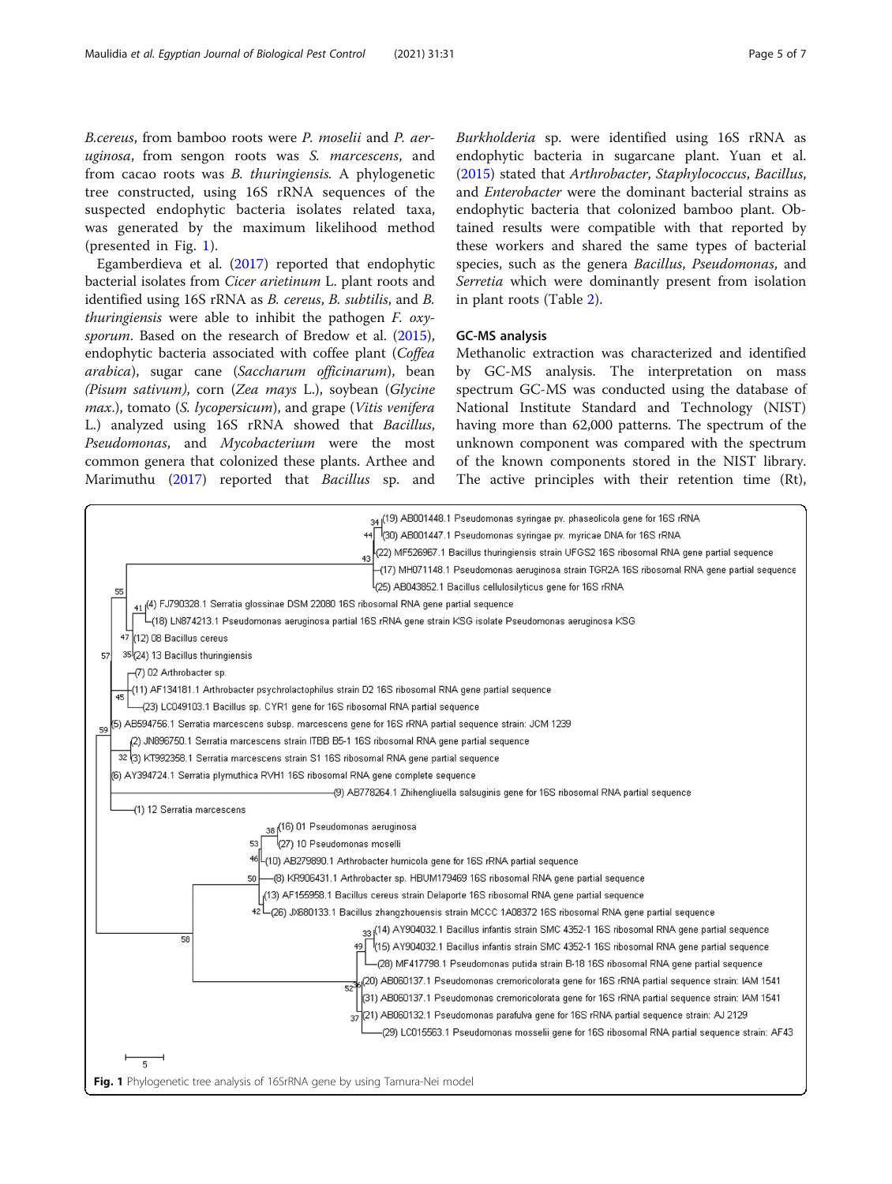*B.cereus*, from bamboo roots were *P. moselii* and *P. aeruginosa*, from sengon roots was *S. marcescens*, and from cacao roots was *B. thuringiensis*. A phylogenetic tree constructed, using 16S rRNA sequences of the suspected endophytic bacteria isolates related taxa, was generated by the maximum likelihood method (presented in Fig. 1).

Egamberdieva et al. (2017) reported that endophytic bacterial isolates from *Cicer arietinum* L. plant roots and identified using 16S rRNA as *B. cereus*, *B. subtilis*, and *B. thuringiensis* were able to inhibit the pathogen *F. oxysporum*. Based on the research of Bredow et al. (2015), endophytic bacteria associated with coffee plant (*Coffea arabica*), sugar cane (*Saccharum officinarum*), bean (*Pisum sativum*), corn (*Zea mays* L.), soybean (*Glycine max*.), tomato (*S. lycopersicum*), and grape (*Vitis venifera* L.) analyzed using 16S rRNA showed that *Bacillus*, *Pseudomonas*, and *Mycobacterium* were the most common genera that colonized these plants. Arthee and Marimuthu (2017) reported that *Bacillus* sp. and *Burkholderia* sp. were identified using 16S rRNA as endophytic bacteria in sugarcane plant. Yuan et al. (2015) stated that *Arthrobacter*, *Staphylococcus*, *Bacillus*, and *Enterobacter* were the dominant bacterial strains as endophytic bacteria that colonized bamboo plant. Obtained results were compatible with that reported by these workers and shared the same types of bacterial species, such as the genera *Bacillus*, *Pseudomonas*, and *Serretia* which were dominantly present from isolation in plant roots (Table 2).

## GC-MS analysis

Methanolic extraction was characterized and identified by GC-MS analysis. The interpretation on mass spectrum GC-MS was conducted using the database of National Institute Standard and Technology (NIST) having more than 62,000 patterns. The spectrum of the unknown component was compared with the spectrum of the known components stored in the NIST library. The active principles with their retention time (Rt),

**Fig. 1** Phylogenetic tree analysis of 16SrRNA gene by using Tamura-Nei model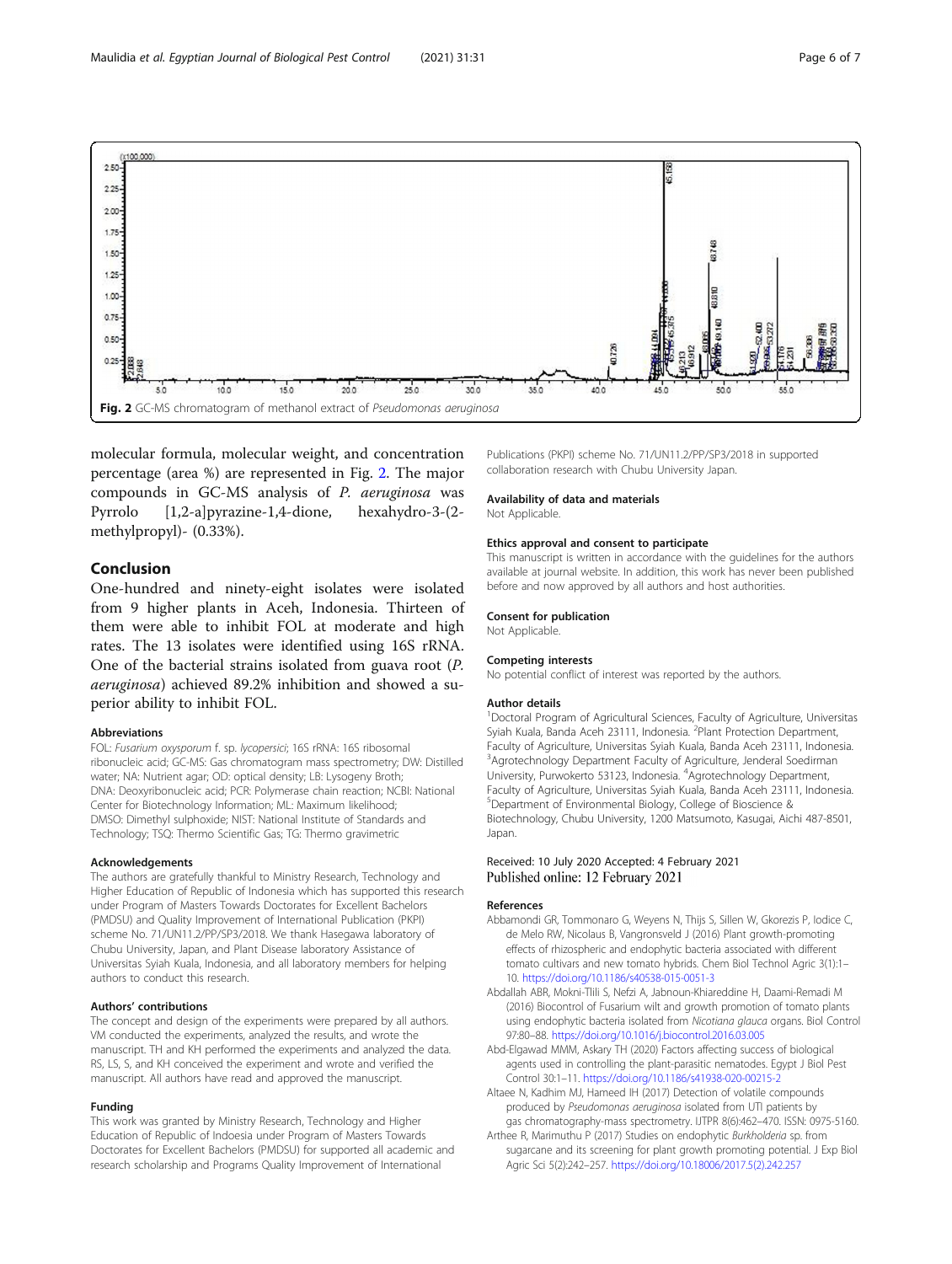Fig. 2 GC-MS chromatogram of methanol extract of *Pseudomonas aeruginosa*

molecular formula, molecular weight, and concentration percentage (area %) are represented in Fig. 2. The major compounds in GC-MS analysis of *P. aeruginosa* was Pyrrolo [1,2-a]pyrazine-1,4-dione, hexahydro-3-(2-methylpropyl)- (0.33%).

## Conclusion

One-hundred and ninety-eight isolates were isolated from 9 higher plants in Aceh, Indonesia. Thirteen of them were able to inhibit FOL at moderate and high rates. The 13 isolates were identified using 16S rRNA. One of the bacterial strains isolated from guava root (*P. aeruginosa*) achieved 89.2% inhibition and showed a superior ability to inhibit FOL.

### Abbreviations

FOL: *Fusarium oxysporum* f. sp. *lycopersici*; 16S rRNA: 16S ribosomal ribonucleic acid; GC-MS: Gas chromatogram mass spectrometry; DW: Distilled water; NA: Nutrient agar; OD: optical density; LB: Lysogeny Broth; DNA: Deoxyribonucleic acid; PCR: Polymerase chain reaction; NCBI: National Center for Biotechnology Information; ML: Maximum likelihood; DMSO: Dimethyl sulphoxide; NIST: National Institute of Standards and Technology; TSQ: Thermo Scientific Gas; TG: Thermo gravimetric

### Acknowledgements

The authors are gratefully thankful to Ministry Research, Technology and Higher Education of Republic of Indonesia which has supported this research under Program of Masters Towards Doctorates for Excellent Bachelors (PMDSU) and Quality Improvement of International Publication (PKPI) scheme No. 71/UN11.2/PP/SP3/2018. We thank Hasegawa laboratory of Chubu University, Japan, and Plant Disease laboratory Assistance of Universitas Syiah Kuala, Indonesia, and all laboratory members for helping authors to conduct this research.

### Authors' contributions

The concept and design of the experiments were prepared by all authors. VM conducted the experiments, analyzed the results, and wrote the manuscript. TH and KH performed the experiments and analyzed the data. RS, LS, S, and KH conceived the experiment and wrote and verified the manuscript. All authors have read and approved the manuscript.

### Funding

This work was granted by Ministry Research, Technology and Higher Education of Republic of Indoesia in scheme of Masters Towards Doctorates for Excellent Bachelors (PMDSU) for supported all academic and research scholarship and Programs Quality Improvement of International Publications (PKPI) scheme No. 71/UN11.2/PP/SP3/2018 in supported collaboration research with Chubu University Japan.

### Availability of data and materials

Not Applicable.

### Ethics approval and consent to participate

This manuscript is written in accordance with the guidelines for the authors available at journal website. In addition, this work has never been published before and now approved by all authors and host authorities.

### Consent for publication

Not Applicable.

### Competing interests

No potential conflict of interest was reported by the authors.

### Author details

[1]Doctoral Program of Agricultural Sciences, Faculty of Agriculture, Universitas Syiah Kuala, Banda Aceh 23111, Indonesia. [2]Plant Protection Department, Faculty of Agriculture, Universitas Syiah Kuala, Banda Aceh 23111, Indonesia. [3]Agrotechnology Department Faculty of Agriculture, Jenderal Soedirman University, Purwokerto 53123, Indonesia. [4]Agrotechnology Department, Faculty of Agriculture, Universitas Syiah Kuala, Banda Aceh 23111, Indonesia. [5]Department of Environmental Biology, College of Bioscience & Biotechnology, Chubu University, 1200 Matsumoto, Kasugai, Aichi 487-8501, Japan.

Received: 10 July 2020 Accepted: 4 February 2021
Published online: 12 February 2021

### References

Abbamondi GR, Tommonaro G, Weyens N, Thijs S, Sillen W, Gkorezis P, Iodice C, de Melo RW, Nicolaus B, Vangronsveld J (2016) Plant growth-promoting effects of rhizospheric and endophytic bacteria associated with different tomato cultivars and new tomato hybrids. Chem Biol Technol Agric 3(1):1–10. https://doi.org/10.1186/s40538-015-0051-3

Abdallah ABR, Mokni-Tlili S, Nefzi A, Jabnoun-Khiareddine H, Daami-Remadi M (2016) Biocontrol of Fusarium wilt and growth promotion of tomato plants using endophytic bacteria isolated from *Nicotiana glauca* organs. Biol Control 97:80–88. https://doi.org/10.1016/j.biocontrol.2016.03.005

Abd-Elgawad MMM, Askary TH (2020) Factors affecting success of biological agents used in controlling the plant-parasitic nematodes. Egypt J Biol Pest Control 30:1–11. https://doi.org/10.1186/s41938-020-00215-2

Altaee N, Kadhim MJ, Hameed IH (2017) Detection of volatile compounds produced by *Pseudomonas aeruginosa* isolated from UTI patients by gas chromatography-mass spectrometry. IJTPR 8(6):462–470. ISSN: 0975-5160.

Arthee R, Marimuthu P (2017) Studies on endophytic *Burkholderia* sp. from sugarcane and its screening for plant growth promoting potential. J Exp Biol Agric Sci 5(2):242–257. https://doi.org/10.18006/2017.5(2).242.257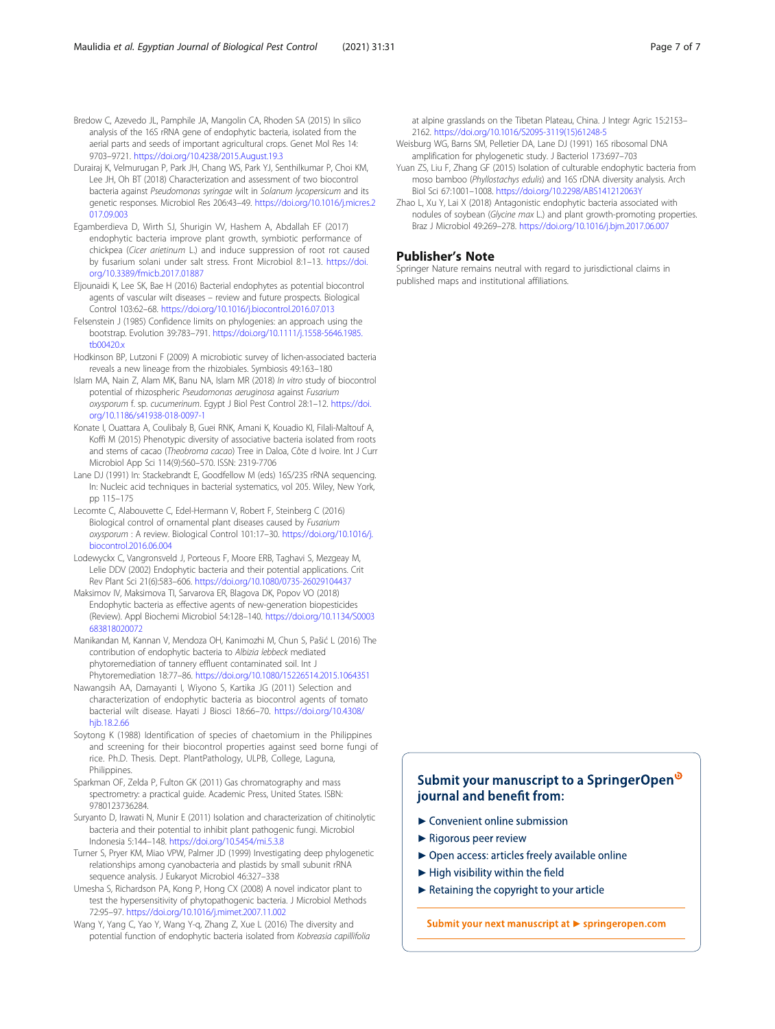Bredow C, Azevedo JL, Pamphile JA, Mangolin CA, Rhoden SA (2015) In silico analysis of the 16S rRNA gene of endophytic bacteria, isolated from the aerial parts and seeds of important agricultural crops. Genet Mol Res 14: 9703–9721. https://doi.org/10.4238/2015.August.19.3

Durairaj K, Velmurugan P, Park JH, Chang WS, Park YJ, Senthilkumar P, Choi KM, Lee JH, Oh BT (2018) Characterization and assessment of two biocontrol bacteria against *Pseudomonas syringae* wilt in *Solanum lycopersicum* and its genetic responses. Microbiol Res 206:43–49. https://doi.org/10.1016/j.micres.2017.09.003

Egamberdieva D, Wirth SJ, Shurigin VV, Hashem A, Abdallah EF (2017) endophytic bacteria improve plant growth, symbiotic performance of chickpea (*Cicer arietinum* L.) and induce suppression of root rot caused by fusarium solani under salt stress. Front Microbiol 8:1–13. https://doi.org/10.3389/fmicb.2017.01887

Eljounaidi K, Lee SK, Bae H (2016) Bacterial endophytes as potential biocontrol agents of vascular wilt diseases – review and future prospects. Biological Control 103:62–68. https://doi.org/10.1016/j.biocontrol.2016.07.013

Felsenstein J (1985) Confidence limits on phylogenies: an approach using the bootstrap. Evolution 39:783–791. https://doi.org/10.1111/j.1558-5646.1985.tb00420.x

Hodkinson BP, Lutzoni F (2009) A microbiotic survey of lichen-associated bacteria reveals a new lineage from the rhizobiales. Symbiosis 49:163–180

Islam MA, Nain Z, Alam MK, Banu NA, Islam MR (2018) *In vitro* study of biocontrol potential of rhizospheric *Pseudomonas aeruginosa* against *Fusarium oxysporum* f. sp. *cucumerinum*. Egypt J Biol Pest Control 28:1–12. https://doi.org/10.1186/s41938-018-0097-1

Konate I, Ouattara A, Coulibaly B, Guei RNK, Amani K, Kouadio KI, Filali-Maltouf A, Koffi M (2015) Phenotypic diversity of associative bacteria isolated from roots and stems of cacao (*Theobroma cacao*) Tree in Daloa, Côte d Ivoire. Int J Curr Microbiol App Sci 114(9):560–570. ISSN: 2319-7706

Lane DJ (1991) In: Stackebrandt E, Goodfellow M (eds) 16S/23S rRNA sequencing. In: Nucleic acid techniques in bacterial systematics, vol 205. Wiley, New York, pp 115–175

Lecomte C, Alabouvette C, Edel-Hermann V, Robert F, Steinberg C (2016) Biological control of ornamental plant diseases caused by *Fusarium oxysporum* : A review. Biological Control 101:17–30. https://doi.org/10.1016/j.biocontrol.2016.06.004

Lodewyckx C, Vangronsveld J, Porteous F, Moore ERB, Taghavi S, Mezgeay M, Lelie DDV (2002) Endophytic bacteria and their potential applications. Crit Rev Plant Sci 21(6):583–606. https://doi.org/10.1080/0735-26029104437

Maksimov IV, Maksimova TI, Sarvarova ER, Blagova DK, Popov VO (2018) Endophytic bacteria as effective agents of new-generation biopesticides (Review). Appl Biochemi Microbiol 54:128–140. https://doi.org/10.1134/S0003683818020072

Manikandan M, Kannan V, Mendoza OH, Kanimozhi M, Chun S, Pašić L (2016) The contribution of endophytic bacteria to *Albizia lebbeck* mediated phytoremediation of tannery effluent contaminated soil. Int J Phytoremediation 18:77–86. https://doi.org/10.1080/15226514.2015.1064351

Nawangsih AA, Damayanti I, Wiyono S, Kartika JG (2011) Selection and characterization of endophytic bacteria as biocontrol agents of tomato bacterial wilt disease. Hayati J Biosci 18:66–70. https://doi.org/10.4308/hjb.18.2.66

Soytong K (1988) Identification of species of chaetomium in the Philippines and screening for their biocontrol properties against seed borne fungi of rice. Ph.D. Thesis. Dept. PlantPathology, ULPB, College, Laguna, Philippines.

Sparkman OF, Zelda P, Fulton GK (2011) Gas chromatography and mass spectrometry: a practical guide. Academic Press, United States. ISBN: 9780123736284.

Suryanto D, Irawati N, Munir E (2011) Isolation and characterization of chitinolytic bacteria and their potential to inhibit plant pathogenic fungi. Microbiol Indonesia 5:144–148. https://doi.org/10.5454/mi.5.3.8

Turner S, Pryer KM, Miao VPW, Palmer JD (1999) Investigating deep phylogenetic relationships among cyanobacteria and plastids by small subunit rRNA sequence analysis. J Eukaryot Microbiol 46:327–338

Umesha S, Richardson PA, Kong P, Hong CX (2008) A novel indicator plant to test the hypersensitivity of phytopathogenic bacteria. J Microbiol Methods 72:95–97. https://doi.org/10.1016/j.mimet.2007.11.002

Wang Y, Yang C, Yao Y, Wang Y-q, Zhang Z, Xue L (2016) The diversity and potential function of endophytic bacteria isolated from *Kobreasia capillifolia* at alpine grasslands on the Tibetan Plateau, China. J Integr Agric 15:2153–2162. https://doi.org/10.1016/S2095-3119(15)61248-5

Weisburg WG, Barns SM, Pelletier DA, Lane DJ (1991) 16S ribosomal DNA amplification for phylogenetic study. J Bacteriol 173:697–703

Yuan ZS, Liu F, Zhang GF (2015) Isolation of culturable endophytic bacteria from moso bamboo (*Phyllostachys edulis*) and 16S rDNA diversity analysis. Arch Biol Sci 67:1001–1008. https://doi.org/10.2298/ABS141212063Y

Zhao L, Xu Y, Lai X (2018) Antagonistic endophytic bacteria associated with nodules of soybean (*Glycine max* L.) and plant growth-promoting properties. Braz J Microbiol 49:269–278. https://doi.org/10.1016/j.bjm.2017.06.007

## Publisher's Note

Springer Nature remains neutral with regard to jurisdictional claims in published maps and institutional affiliations.